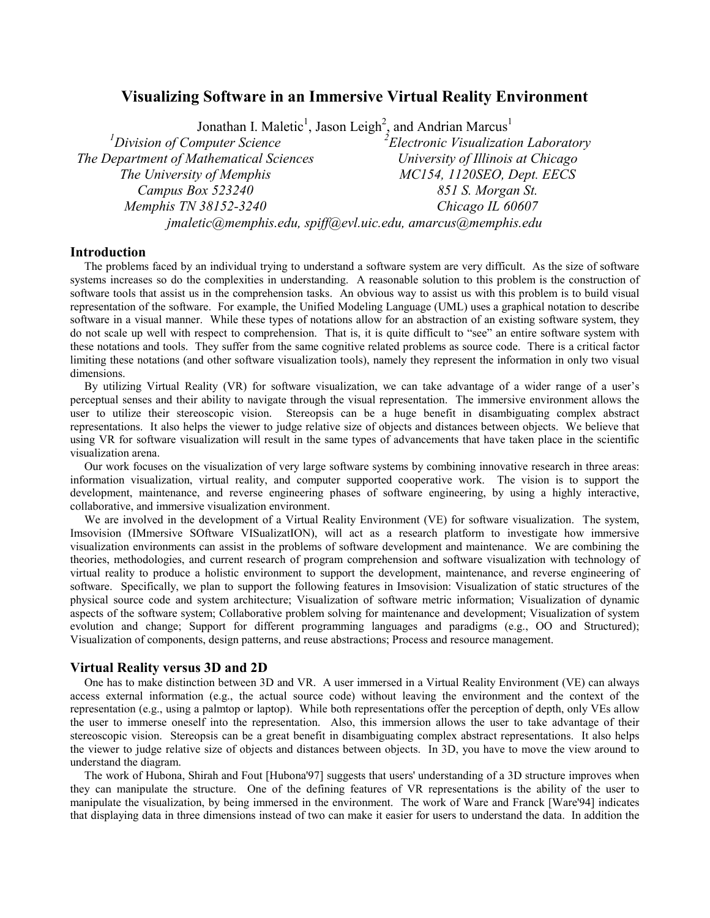# Visualizing Software in an Immersive Virtual Reality Environment

Jonathan I. Maletic[1], Jason Leigh[2], and Andrian Marcus[1]

[1]*Division of Computer Science*
*The Department of Mathematical Sciences*
*The University of Memphis*
*Campus Box 523240*
*Memphis TN 38152-3240*

[2]*Electronic Visualization Laboratory*
*University of Illinois at Chicago*
*MC154, 1120SEO, Dept. EECS*
*851 S. Morgan St.*
*Chicago IL 60607*

*jmaletic@memphis.edu, spiff@evl.uic.edu, amarcus@memphis.edu*

## Introduction

The problems faced by an individual trying to understand a software system are very difficult. As the size of software systems increases so do the complexities in understanding. A reasonable solution to this problem is the construction of software tools that assist us in the comprehension tasks. An obvious way to assist us with this problem is to build visual representation of the software. For example, the Unified Modeling Language (UML) uses a graphical notation to describe software in a visual manner. While these types of notations allow for an abstraction of an existing software system, they do not scale up well with respect to comprehension. That is, it is quite difficult to "see" an entire software system with these notations and tools. They suffer from the same cognitive related problems as source code. There is a critical factor limiting these notations (and other software visualization tools), namely they represent the information in only two visual dimensions.

By utilizing Virtual Reality (VR) for software visualization, we can take advantage of a wider range of a user's perceptual senses and their ability to navigate through the visual representation. The immersive environment allows the user to utilize their stereoscopic vision. Stereopsis can be a huge benefit in disambiguating complex abstract representations. It also helps the viewer to judge relative size of objects and distances between objects. We believe that using VR for software visualization will result in the same types of advancements that have taken place in the scientific visualization arena.

Our work focuses on the visualization of very large software systems by combining innovative research in three areas: information visualization, virtual reality, and computer supported cooperative work. The vision is to support the development, maintenance, and reverse engineering phases of software engineering, by using a highly interactive, collaborative, and immersive visualization environment.

We are involved in the development of a Virtual Reality Environment (VE) for software visualization. The system, Imsovision (IMmersive SOftware VISualizatION), will act as a research platform to investigate how immersive visualization environments can assist in the problems of software development and maintenance. We are combining the theories, methodologies, and current research of program comprehension and software visualization with technology of virtual reality to produce a holistic environment to support the development, maintenance, and reverse engineering of software. Specifically, we plan to support the following features in Imsovision: Visualization of static structures of the physical source code and system architecture; Visualization of software metric information; Visualization of dynamic aspects of the software system; Collaborative problem solving for maintenance and development; Visualization of system evolution and change; Support for different programming languages and paradigms (e.g., OO and Structured); Visualization of components, design patterns, and reuse abstractions; Process and resource management.

## Virtual Reality versus 3D and 2D

One has to make distinction between 3D and VR. A user immersed in a Virtual Reality Environment (VE) can always access external information (e.g., the actual source code) without leaving the environment and the context of the representation (e.g., using a palmtop or laptop). While both representations offer the perception of depth, only VEs allow the user to immerse oneself into the representation. Also, this immersion allows the user to take advantage of their stereoscopic vision. Stereopsis can be a great benefit in disambiguating complex abstract representations. It also helps the viewer to judge relative size of objects and distances between objects. In 3D, you have to move the view around to understand the diagram.

The work of Hubona, Shirah and Fout [Hubona'97] suggests that users' understanding of a 3D structure improves when they can manipulate the structure. One of the defining features of VR representations is the ability of the user to manipulate the visualization, by being immersed in the environment. The work of Ware and Franck [Ware'94] indicates that displaying data in three dimensions instead of two can make it easier for users to understand the data. In addition the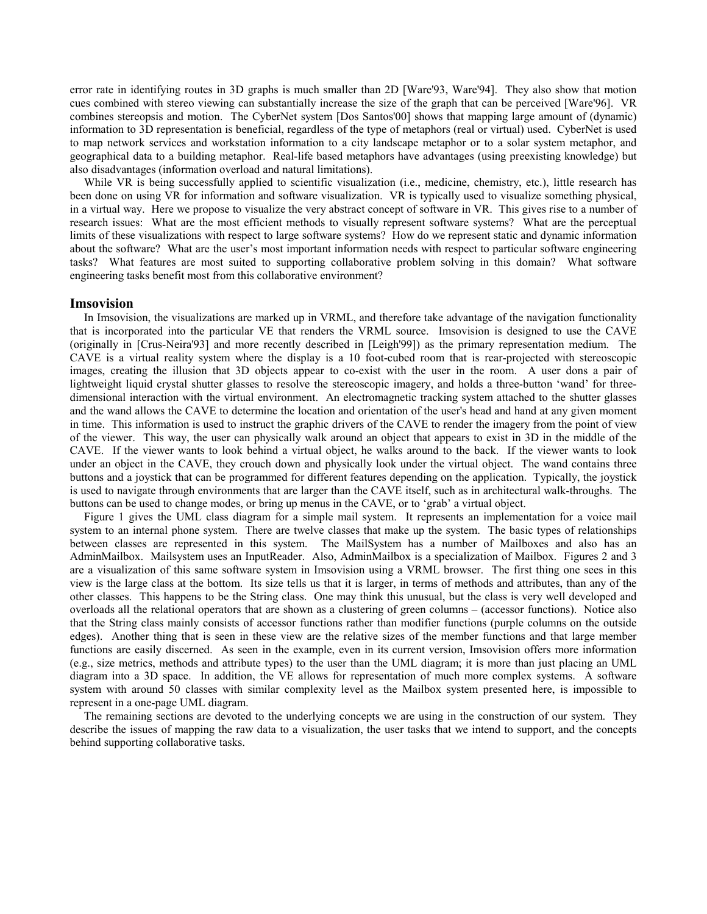error rate in identifying routes in 3D graphs is much smaller than 2D [Ware'93, Ware'94]. They also show that motion cues combined with stereo viewing can substantially increase the size of the graph that can be perceived [Ware'96]. VR combines stereopsis and motion. The CyberNet system [Dos Santos'00] shows that mapping large amount of (dynamic) information to 3D representation is beneficial, regardless of the type of metaphors (real or virtual) used. CyberNet is used to map network services and workstation information to a city landscape metaphor or to a solar system metaphor, and geographical data to a building metaphor. Real-life based metaphors have advantages (using preexisting knowledge) but also disadvantages (information overload and natural limitations).

While VR is being successfully applied to scientific visualization (i.e., medicine, chemistry, etc.), little research has been done on using VR for information and software visualization. VR is typically used to visualize something physical, in a virtual way. Here we propose to visualize the very abstract concept of software in VR. This gives rise to a number of research issues: What are the most efficient methods to visually represent software systems? What are the perceptual limits of these visualizations with respect to large software systems? How do we represent static and dynamic information about the software? What are the user's most important information needs with respect to particular software engineering tasks? What features are most suited to supporting collaborative problem solving in this domain? What software engineering tasks benefit most from this collaborative environment?

## Imsovision

In Imsovision, the visualizations are marked up in VRML, and therefore take advantage of the navigation functionality that is incorporated into the particular VE that renders the VRML source. Imsovision is designed to use the CAVE (originally in [Crus-Neira'93] and more recently described in [Leigh'99]) as the primary representation medium. The CAVE is a virtual reality system where the display is a 10 foot-cubed room that is rear-projected with stereoscopic images, creating the illusion that 3D objects appear to co-exist with the user in the room. A user dons a pair of lightweight liquid crystal shutter glasses to resolve the stereoscopic imagery, and holds a three-button 'wand' for three-dimensional interaction with the virtual environment. An electromagnetic tracking system attached to the shutter glasses and the wand allows the CAVE to determine the location and orientation of the user's head and hand at any given moment in time. This information is used to instruct the graphic drivers of the CAVE to render the imagery from the point of view of the viewer. This way, the user can physically walk around an object that appears to exist in 3D in the middle of the CAVE. If the viewer wants to look behind a virtual object, he walks around to the back. If the viewer wants to look under an object in the CAVE, they crouch down and physically look under the virtual object. The wand contains three buttons and a joystick that can be programmed for different features depending on the application. Typically, the joystick is used to navigate through environments that are larger than the CAVE itself, such as in architectural walk-throughs. The buttons can be used to change modes, or bring up menus in the CAVE, or to 'grab' a virtual object.

Figure 1 gives the UML class diagram for a simple mail system. It represents an implementation for a voice mail system to an internal phone system. There are twelve classes that make up the system. The basic types of relationships between classes are represented in this system. The MailSystem has a number of Mailboxes and also has an AdminMailbox. Mailsystem uses an InputReader. Also, AdminMailbox is a specialization of Mailbox. Figures 2 and 3 are a visualization of this same software system in Imsovision using a VRML browser. The first thing one sees in this view is the large class at the bottom. Its size tells us that it is larger, in terms of methods and attributes, than any of the other classes. This happens to be the String class. One may think this unusual, but the class is very well developed and overloads all the relational operators that are shown as a clustering of green columns – (accessor functions). Notice also that the String class mainly consists of accessor functions rather than modifier functions (purple columns on the outside edges). Another thing that is seen in these view are the relative sizes of the member functions and that large member functions are easily discerned. As seen in the example, even in its current version, Imsovision offers more information (e.g., size metrics, methods and attribute types) to the user than the UML diagram; it is more than just placing an UML diagram into a 3D space. In addition, the VE allows for representation of much more complex systems. A software system with around 50 classes with similar complexity level as the Mailbox system presented here, is impossible to represent in a one-page UML diagram.

The remaining sections are devoted to the underlying concepts we are using in the construction of our system. They describe the issues of mapping the raw data to a visualization, the user tasks that we intend to support, and the concepts behind supporting collaborative tasks.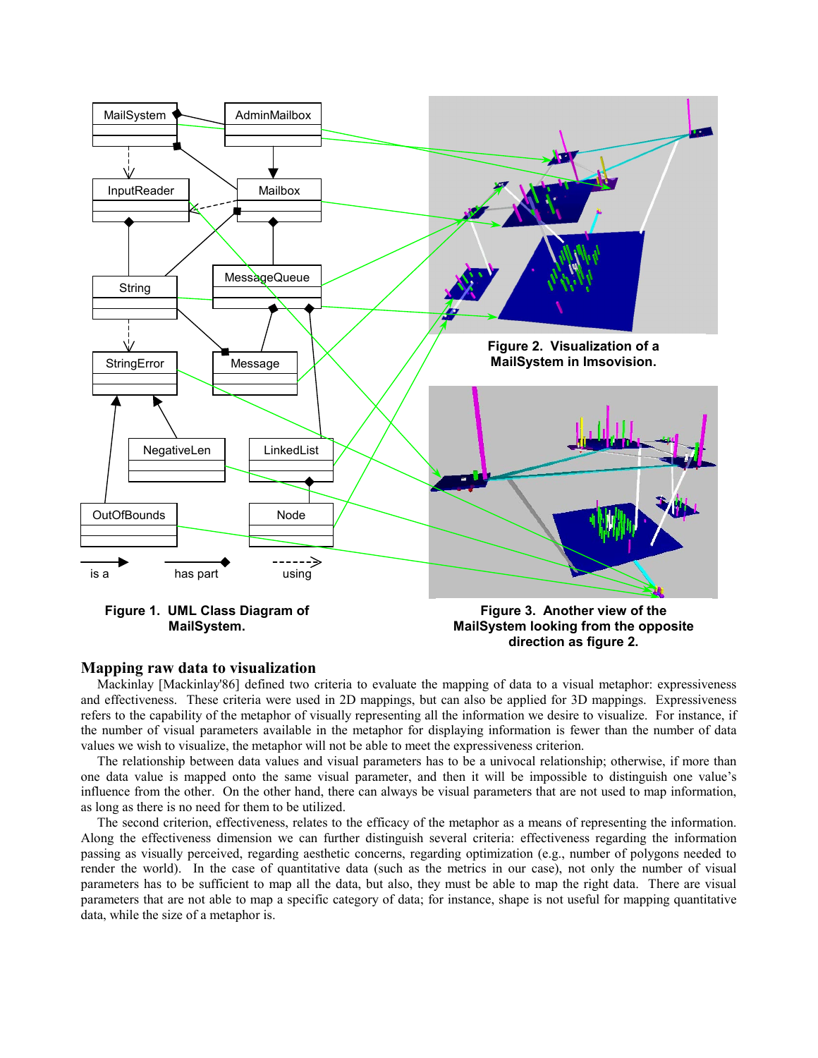Figure 1. UML Class Diagram of MailSystem.

Figure 2. Visualization of a MailSystem in Imsovision.

Figure 3. Another view of the MailSystem looking from the opposite direction as figure 2.

## Mapping raw data to visualization

Mackinlay [Mackinlay'86] defined two criteria to evaluate the mapping of data to a visual metaphor: expressiveness and effectiveness. These criteria were used in 2D mappings, but can also be applied for 3D mappings. Expressiveness refers to the capability of the metaphor of visually representing all the information we desire to visualize. For instance, if the number of visual parameters available in the metaphor for displaying information is fewer than the number of data values we wish to visualize, the metaphor will not be able to meet the expressiveness criterion.

The relationship between data values and visual parameters has to be a univocal relationship; otherwise, if more than one data value is mapped onto the same visual parameter, and then it will be impossible to distinguish one value's influence from the other. On the other hand, there can always be visual parameters that are not used to map information, as long as there is no need for them to be utilized.

The second criterion, effectiveness, relates to the efficacy of the metaphor as a means of representing the information. Along the effectiveness dimension we can further distinguish several criteria: effectiveness regarding the information passing as visually perceived, regarding aesthetic concerns, regarding optimization (e.g., number of polygons needed to render the world). In the case of quantitative data (such as the metrics in our case), not only the number of visual parameters has to be sufficient to map all the data, but also, they must be able to map the right data. There are visual parameters that are not able to map a specific category of data; for instance, shape is not useful for mapping quantitative data, while the size of a metaphor is.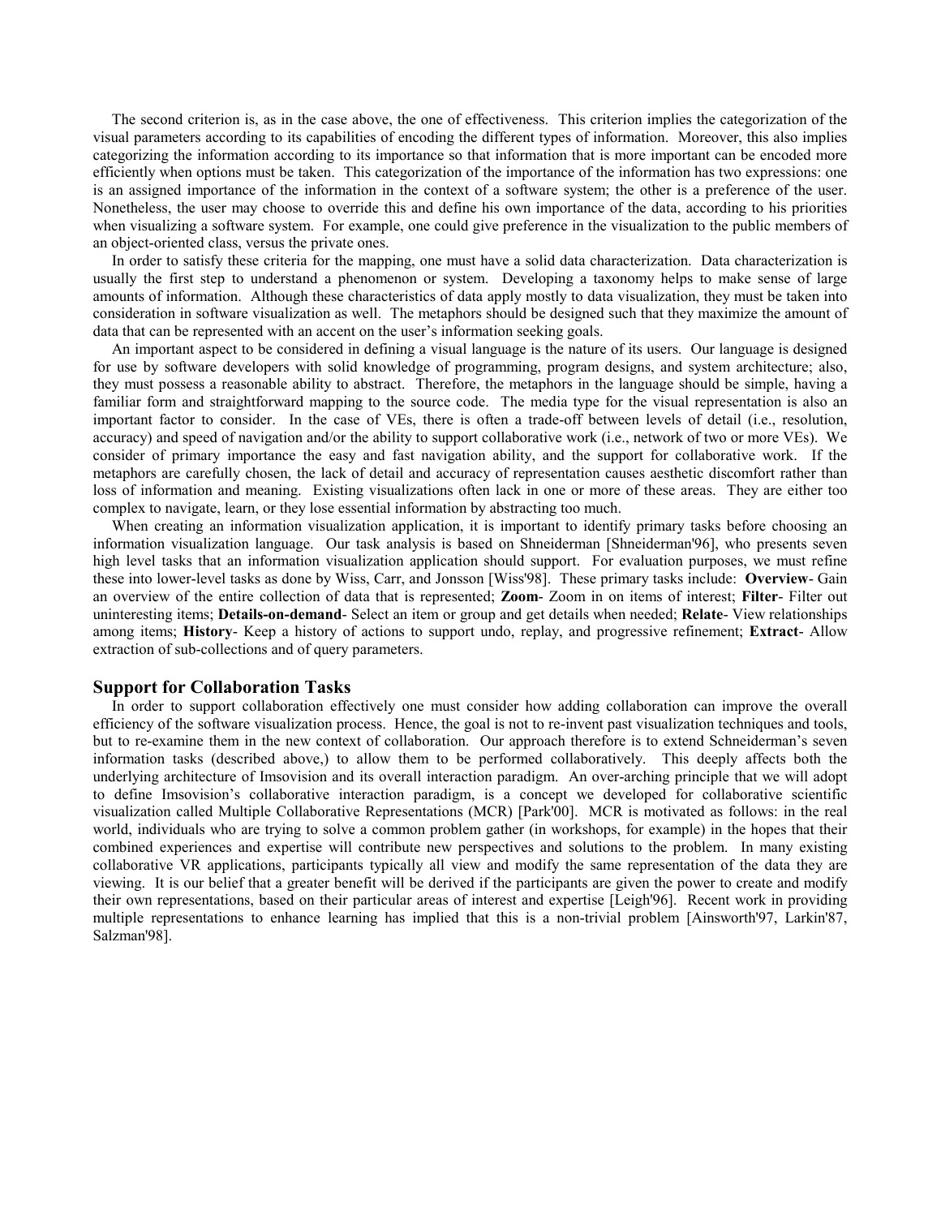The second criterion is, as in the case above, the one of effectiveness. This criterion implies the categorization of the visual parameters according to its capabilities of encoding the different types of information. Moreover, this also implies categorizing the information according to its importance so that information that is more important can be encoded more efficiently when options must be taken. This categorization of the importance of the information has two expressions: one is an assigned importance of the information in the context of a software system; the other is a preference of the user. Nonetheless, the user may choose to override this and define his own importance of the data, according to his priorities when visualizing a software system. For example, one could give preference in the visualization to the public members of an object-oriented class, versus the private ones.

In order to satisfy these criteria for the mapping, one must have a solid data characterization. Data characterization is usually the first step to understand a phenomenon or system. Developing a taxonomy helps to make sense of large amounts of information. Although these characteristics of data apply mostly to data visualization, they must be taken into consideration in software visualization as well. The metaphors should be designed such that they maximize the amount of data that can be represented with an accent on the user's information seeking goals.

An important aspect to be considered in defining a visual language is the nature of its users. Our language is designed for use by software developers with solid knowledge of programming, program designs, and system architecture; also, they must possess a reasonable ability to abstract. Therefore, the metaphors in the language should be simple, having a familiar form and straightforward mapping to the source code. The media type for the visual representation is also an important factor to consider. In the case of VEs, there is often a trade-off between levels of detail (i.e., resolution, accuracy) and speed of navigation and/or the ability to support collaborative work (i.e., network of two or more VEs). We consider of primary importance the easy and fast navigation ability, and the support for collaborative work. If the metaphors are carefully chosen, the lack of detail and accuracy of representation causes aesthetic discomfort rather than loss of information and meaning. Existing visualizations often lack in one or more of these areas. They are either too complex to navigate, learn, or they lose essential information by abstracting too much.

When creating an information visualization application, it is important to identify primary tasks before choosing an information visualization language. Our task analysis is based on Shneiderman [Shneiderman'96], who presents seven high level tasks that an information visualization application should support. For evaluation purposes, we must refine these into lower-level tasks as done by Wiss, Carr, and Jonsson [Wiss'98]. These primary tasks include: **Overview**- Gain an overview of the entire collection of data that is represented; **Zoom**- Zoom in on items of interest; **Filter**- Filter out uninteresting items; **Details-on-demand**- Select an item or group and get details when needed; **Relate**- View relationships among items; **History**- Keep a history of actions to support undo, replay, and progressive refinement; **Extract**- Allow extraction of sub-collections and of query parameters.

## Support for Collaboration Tasks

In order to support collaboration effectively one must consider how adding collaboration can improve the overall efficiency of the software visualization process. Hence, the goal is not to re-invent past visualization techniques and tools, but to re-examine them in the new context of collaboration. Our approach therefore is to extend Schneiderman's seven information tasks (described above,) to allow them to be performed collaboratively. This deeply affects both the underlying architecture of Imsovision and its overall interaction paradigm. An over-arching principle that we will adopt to define Imsovision's collaborative interaction paradigm, is a concept we developed for collaborative scientific visualization called Multiple Collaborative Representations (MCR) [Park'00]. MCR is motivated as follows: in the real world, individuals who are trying to solve a common problem gather (in workshops, for example) in the hopes that their combined experiences and expertise will contribute new perspectives and solutions to the problem. In many existing collaborative VR applications, participants typically all view and modify the same representation of the data they are viewing. It is our belief that a greater benefit will be derived if the participants are given the power to create and modify their own representations, based on their particular areas of interest and expertise [Leigh'96]. Recent work in providing multiple representations to enhance learning has implied that this is a non-trivial problem [Ainsworth'97, Larkin'87, Salzman'98].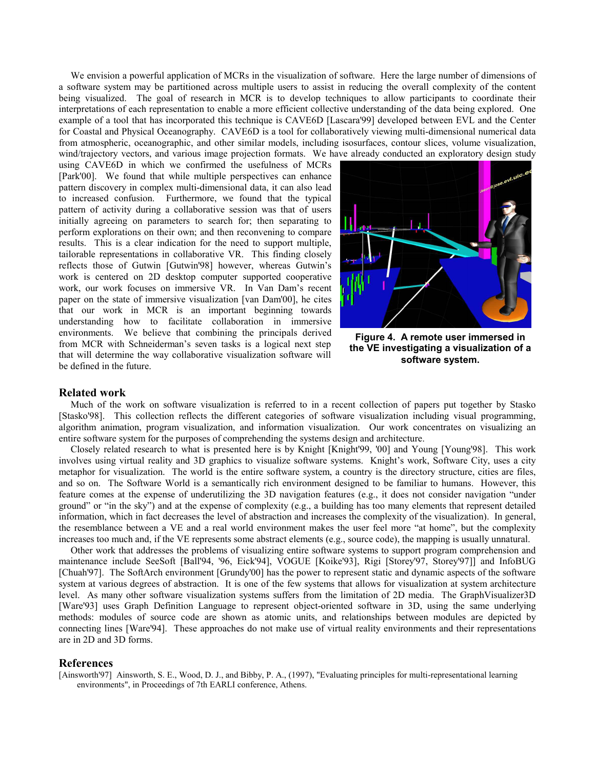We envision a powerful application of MCRs in the visualization of software. Here the large number of dimensions of a software system may be partitioned across multiple users to assist in reducing the overall complexity of the content being visualized. The goal of research in MCR is to develop techniques to allow participants to coordinate their interpretations of each representation to enable a more efficient collective understanding of the data being explored. One example of a tool that has incorporated this technique is CAVE6D [Lascara'99] developed between EVL and the Center for Coastal and Physical Oceanography. CAVE6D is a tool for collaboratively viewing multi-dimensional numerical data from atmospheric, oceanographic, and other similar models, including isosurfaces, contour slices, volume visualization, wind/trajectory vectors, and various image projection formats. We have already conducted an exploratory design study using CAVE6D in which we confirmed the usefulness of MCRs [Park'00]. We found that while multiple perspectives can enhance pattern discovery in complex multi-dimensional data, it can also lead to increased confusion. Furthermore, we found that the typical pattern of activity during a collaborative session was that of users initially agreeing on parameters to search for; then separating to perform explorations on their own; and then reconvening to compare results. This is a clear indication for the need to support multiple, tailorable representations in collaborative VR. This finding closely reflects those of Gutwin [Gutwin'98] however, whereas Gutwin's work is centered on 2D desktop computer supported cooperative work, our work focuses on immersive VR. In Van Dam's recent paper on the state of immersive visualization [van Dam'00], he cites that our work in MCR is an important beginning towards understanding how to facilitate collaboration in immersive environments. We believe that combining the principals derived from MCR with Schneiderman's seven tasks is a logical next step that will determine the way collaborative visualization software will be defined in the future.

**Figure 4. A remote user immersed in the VE investigating a visualization of a software system.**

## Related work

Much of the work on software visualization is referred to in a recent collection of papers put together by Stasko [Stasko'98]. This collection reflects the different categories of software visualization including visual programming, algorithm animation, program visualization, and information visualization. Our work concentrates on visualizing an entire software system for the purposes of comprehending the systems design and architecture.

Closely related research to what is presented here is by Knight [Knight'99, '00] and Young [Young'98]. This work involves using virtual reality and 3D graphics to visualize software systems. Knight's work, Software City, uses a city metaphor for visualization. The world is the entire software system, a country is the directory structure, cities are files, and so on. The Software World is a semantically rich environment designed to be familiar to humans. However, this feature comes at the expense of underutilizing the 3D navigation features (e.g., it does not consider navigation "under ground" or "in the sky") and at the expense of complexity (e.g., a building has too many elements that represent detailed information, which in fact decreases the level of abstraction and increases the complexity of the visualization). In general, the resemblance between a VE and a real world environment makes the user feel more "at home", but the complexity increases too much and, if the VE represents some abstract elements (e.g., source code), the mapping is usually unnatural.

Other work that addresses the problems of visualizing entire software systems to support program comprehension and maintenance include SeeSoft [Ball'94, '96, Eick'94], VOGUE [Koike'93], Rigi [Storey'97, Storey'97]] and InfoBUG [Chuah'97]. The SoftArch environment [Grundy'00] has the power to represent static and dynamic aspects of the software system at various degrees of abstraction. It is one of the few systems that allows for visualization at system architecture level. As many other software visualization systems suffers from the limitation of 2D media. The GraphVisualizer3D [Ware'93] uses Graph Definition Language to represent object-oriented software in 3D, using the same underlying methods: modules of source code are shown as atomic units, and relationships between modules are depicted by connecting lines [Ware'94]. These approaches do not make use of virtual reality environments and their representations are in 2D and 3D forms.

## References

[Ainsworth'97] Ainsworth, S. E., Wood, D. J., and Bibby, P. A., (1997), "Evaluating principles for multi-representational learning environments", in Proceedings of 7th EARLI conference, Athens.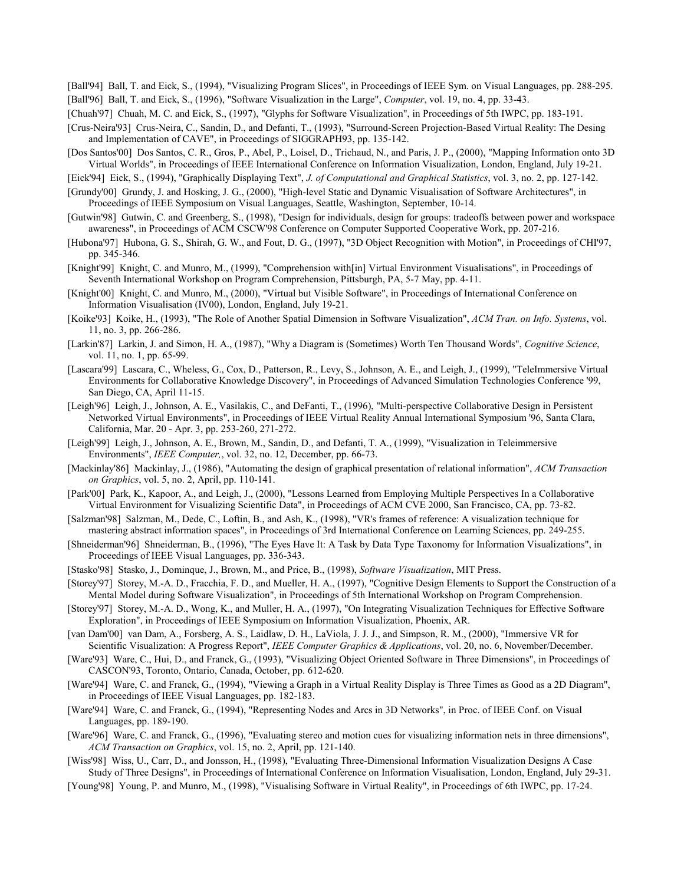[Ball'94] Ball, T. and Eick, S., (1994), "Visualizing Program Slices", in Proceedings of IEEE Sym. on Visual Languages, pp. 288-295.

[Ball'96] Ball, T. and Eick, S., (1996), "Software Visualization in the Large", *Computer*, vol. 19, no. 4, pp. 33-43.

[Chuah'97] Chuah, M. C. and Eick, S., (1997), "Glyphs for Software Visualization", in Proceedings of 5th IWPC, pp. 183-191.

[Crus-Neira'93] Crus-Neira, C., Sandin, D., and Defanti, T., (1993), "Surround-Screen Projection-Based Virtual Reality: The Desing and Implementation of CAVE", in Proceedings of SIGGRAPH93, pp. 135-142.

[Dos Santos'00] Dos Santos, C. R., Gros, P., Abel, P., Loisel, D., Trichaud, N., and Paris, J. P., (2000), "Mapping Information onto 3D Virtual Worlds", in Proceedings of IEEE International Conference on Information Visualization, London, England, July 19-21.

[Eick'94] Eick, S., (1994), "Graphically Displaying Text", *J. of Computational and Graphical Statistics*, vol. 3, no. 2, pp. 127-142.

[Grundy'00] Grundy, J. and Hosking, J. G., (2000), "High-level Static and Dynamic Visualisation of Software Architectures", in Proceedings of IEEE Symposium on Visual Languages, Seattle, Washington, September, 10-14.

[Gutwin'98] Gutwin, C. and Greenberg, S., (1998), "Design for individuals, design for groups: tradeoffs between power and workspace awareness", in Proceedings of ACM CSCW'98 Conference on Computer Supported Cooperative Work, pp. 207-216.

[Hubona'97] Hubona, G. S., Shirah, G. W., and Fout, D. G., (1997), "3D Object Recognition with Motion", in Proceedings of CHI'97, pp. 345-346.

[Knight'99] Knight, C. and Munro, M., (1999), "Comprehension with[in] Virtual Environment Visualisations", in Proceedings of Seventh International Workshop on Program Comprehension, Pittsburgh, PA, 5-7 May, pp. 4-11.

[Knight'00] Knight, C. and Munro, M., (2000), "Virtual but Visible Software", in Proceedings of International Conference on Information Visualisation (IV00), London, England, July 19-21.

[Koike'93] Koike, H., (1993), "The Role of Another Spatial Dimension in Software Visualization", *ACM Tran. on Info. Systems*, vol. 11, no. 3, pp. 266-286.

[Larkin'87] Larkin, J. and Simon, H. A., (1987), "Why a Diagram is (Sometimes) Worth Ten Thousand Words", *Cognitive Science*, vol. 11, no. 1, pp. 65-99.

[Lascara'99] Lascara, C., Wheless, G., Cox, D., Patterson, R., Levy, S., Johnson, A. E., and Leigh, J., (1999), "TeleImmersive Virtual Environments for Collaborative Knowledge Discovery", in Proceedings of Advanced Simulation Technologies Conference '99, San Diego, CA, April 11-15.

[Leigh'96] Leigh, J., Johnson, A. E., Vasilakis, C., and DeFanti, T., (1996), "Multi-perspective Collaborative Design in Persistent Networked Virtual Environments", in Proceedings of IEEE Virtual Reality Annual International Symposium '96, Santa Clara, California, Mar. 20 - Apr. 3, pp. 253-260, 271-272.

[Leigh'99] Leigh, J., Johnson, A. E., Brown, M., Sandin, D., and Defanti, T. A., (1999), "Visualization in Teleimmersive Environments", *IEEE Computer,*, vol. 32, no. 12, December, pp. 66-73.

[Mackinlay'86] Mackinlay, J., (1986), "Automating the design of graphical presentation of relational information", *ACM Transaction on Graphics*, vol. 5, no. 2, April, pp. 110-141.

[Park'00] Park, K., Kapoor, A., and Leigh, J., (2000), "Lessons Learned from Employing Multiple Perspectives In a Collaborative Virtual Environment for Visualizing Scientific Data", in Proceedings of ACM CVE 2000, San Francisco, CA, pp. 73-82.

[Salzman'98] Salzman, M., Dede, C., Loftin, B., and Ash, K., (1998), "VR's frames of reference: A visualization technique for mastering abstract information spaces", in Proceedings of 3rd International Conference on Learning Sciences, pp. 249-255.

[Shneiderman'96] Shneiderman, B., (1996), "The Eyes Have It: A Task by Data Type Taxonomy for Information Visualizations", in Proceedings of IEEE Visual Languages, pp. 336-343.

[Stasko'98] Stasko, J., Dominque, J., Brown, M., and Price, B., (1998), *Software Visualization*, MIT Press.

[Storey'97] Storey, M.-A. D., Fracchia, F. D., and Mueller, H. A., (1997), "Cognitive Design Elements to Support the Construction of a Mental Model during Software Visualization", in Proceedings of 5th International Workshop on Program Comprehension.

[Storey'97] Storey, M.-A. D., Wong, K., and Muller, H. A., (1997), "On Integrating Visualization Techniques for Effective Software Exploration", in Proceedings of IEEE Symposium on Information Visualization, Phoenix, AR.

[van Dam'00] van Dam, A., Forsberg, A. S., Laidlaw, D. H., LaViola, J. J. J., and Simpson, R. M., (2000), "Immersive VR for Scientific Visualization: A Progress Report", *IEEE Computer Graphics & Applications*, vol. 20, no. 6, November/December.

[Ware'93] Ware, C., Hui, D., and Franck, G., (1993), "Visualizing Object Oriented Software in Three Dimensions", in Proceedings of CASCON'93, Toronto, Ontario, Canada, October, pp. 612-620.

[Ware'94] Ware, C. and Franck, G., (1994), "Viewing a Graph in a Virtual Reality Display is Three Times as Good as a 2D Diagram", in Proceedings of IEEE Visual Languages, pp. 182-183.

[Ware'94] Ware, C. and Franck, G., (1994), "Representing Nodes and Arcs in 3D Networks", in Proc. of IEEE Conf. on Visual Languages, pp. 189-190.

[Ware'96] Ware, C. and Franck, G., (1996), "Evaluating stereo and motion cues for visualizing information nets in three dimensions", *ACM Transaction on Graphics*, vol. 15, no. 2, April, pp. 121-140.

[Wiss'98] Wiss, U., Carr, D., and Jonsson, H., (1998), "Evaluating Three-Dimensional Information Visualization Designs A Case Study of Three Designs", in Proceedings of International Conference on Information Visualisation, London, England, July 29-31.

[Young'98] Young, P. and Munro, M., (1998), "Visualising Software in Virtual Reality", in Proceedings of 6th IWPC, pp. 17-24.